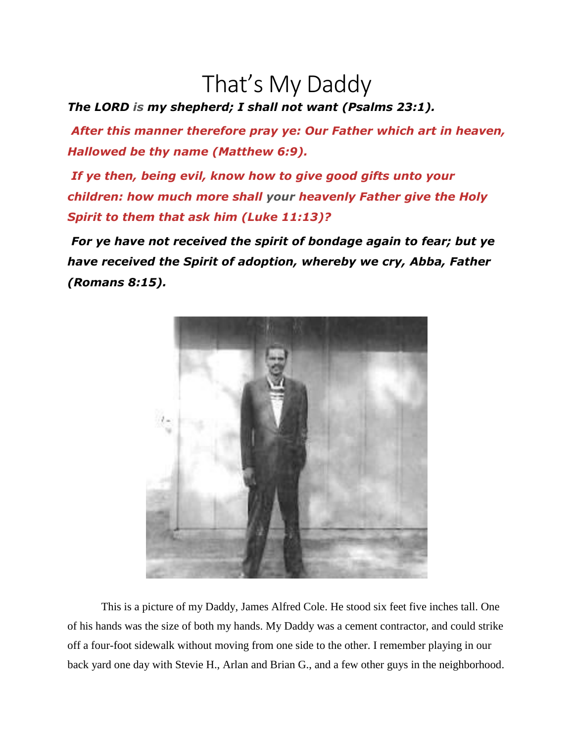# That's My Daddy

***The LORD is my shepherd; I shall not want (Psalms 23:1).***

***After this manner therefore pray ye: Our Father which art in heaven, Hallowed be thy name (Matthew 6:9).***

***If ye then, being evil, know how to give good gifts unto your children: how much more shall your heavenly Father give the Holy Spirit to them that ask him (Luke 11:13)?***

***For ye have not received the spirit of bondage again to fear; but ye have received the Spirit of adoption, whereby we cry, Abba, Father (Romans 8:15).***

This is a picture of my Daddy, James Alfred Cole. He stood six feet five inches tall. One of his hands was the size of both my hands. My Daddy was a cement contractor, and could strike off a four-foot sidewalk without moving from one side to the other. I remember playing in our back yard one day with Stevie H., Arlan and Brian G., and a few other guys in the neighborhood.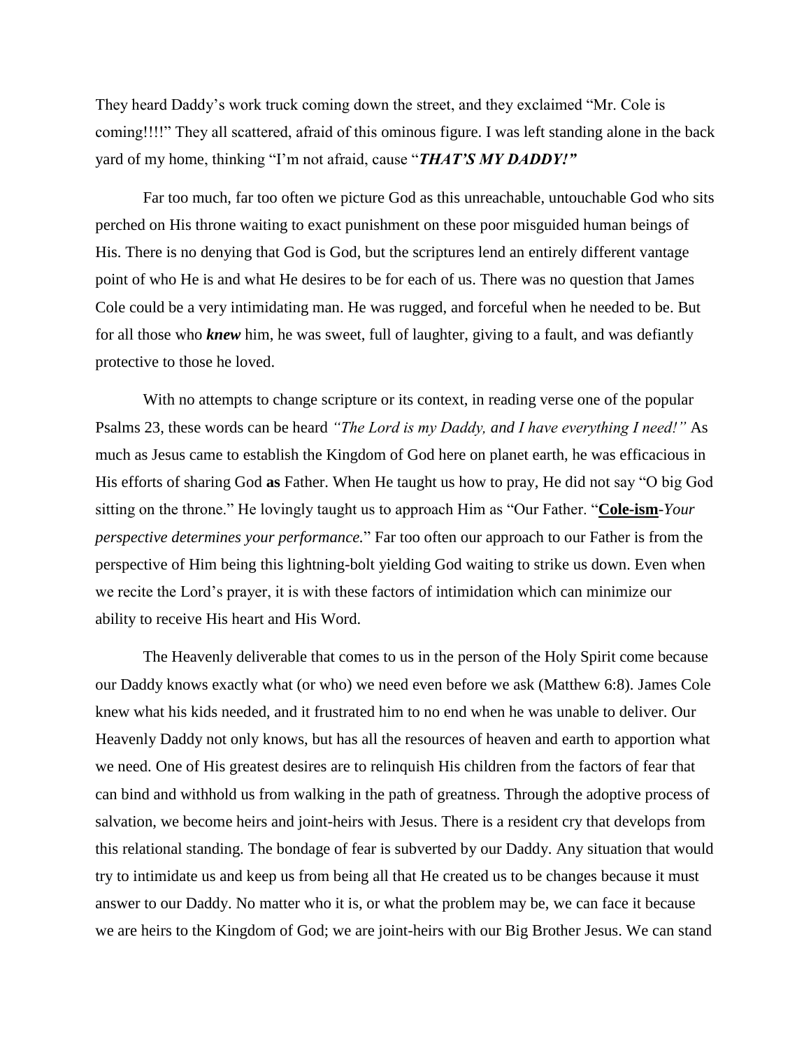They heard Daddy's work truck coming down the street, and they exclaimed "Mr. Cole is coming!!!!" They all scattered, afraid of this ominous figure. I was left standing alone in the back yard of my home, thinking "I'm not afraid, cause "***THAT'S MY DADDY!"***

Far too much, far too often we picture God as this unreachable, untouchable God who sits perched on His throne waiting to exact punishment on these poor misguided human beings of His. There is no denying that God is God, but the scriptures lend an entirely different vantage point of who He is and what He desires to be for each of us. There was no question that James Cole could be a very intimidating man. He was rugged, and forceful when he needed to be. But for all those who ***knew*** him, he was sweet, full of laughter, giving to a fault, and was defiantly protective to those he loved.

With no attempts to change scripture or its context, in reading verse one of the popular Psalms 23, these words can be heard *"The Lord is my Daddy, and I have everything I need!"* As much as Jesus came to establish the Kingdom of God here on planet earth, he was efficacious in His efforts of sharing God **as** Father. When He taught us how to pray, He did not say "O big God sitting on the throne." He lovingly taught us to approach Him as "Our Father. "**<u>Cole-ism</u>**-*Your perspective determines your performance.*" Far too often our approach to our Father is from the perspective of Him being this lightning-bolt yielding God waiting to strike us down. Even when we recite the Lord's prayer, it is with these factors of intimidation which can minimize our ability to receive His heart and His Word.

The Heavenly deliverable that comes to us in the person of the Holy Spirit come because our Daddy knows exactly what (or who) we need even before we ask (Matthew 6:8). James Cole knew what his kids needed, and it frustrated him to no end when he was unable to deliver. Our Heavenly Daddy not only knows, but has all the resources of heaven and earth to apportion what we need. One of His greatest desires are to relinquish His children from the factors of fear that can bind and withhold us from walking in the path of greatness. Through the adoptive process of salvation, we become heirs and joint-heirs with Jesus. There is a resident cry that develops from this relational standing. The bondage of fear is subverted by our Daddy. Any situation that would try to intimidate us and keep us from being all that He created us to be changes because it must answer to our Daddy. No matter who it is, or what the problem may be, we can face it because we are heirs to the Kingdom of God; we are joint-heirs with our Big Brother Jesus. We can stand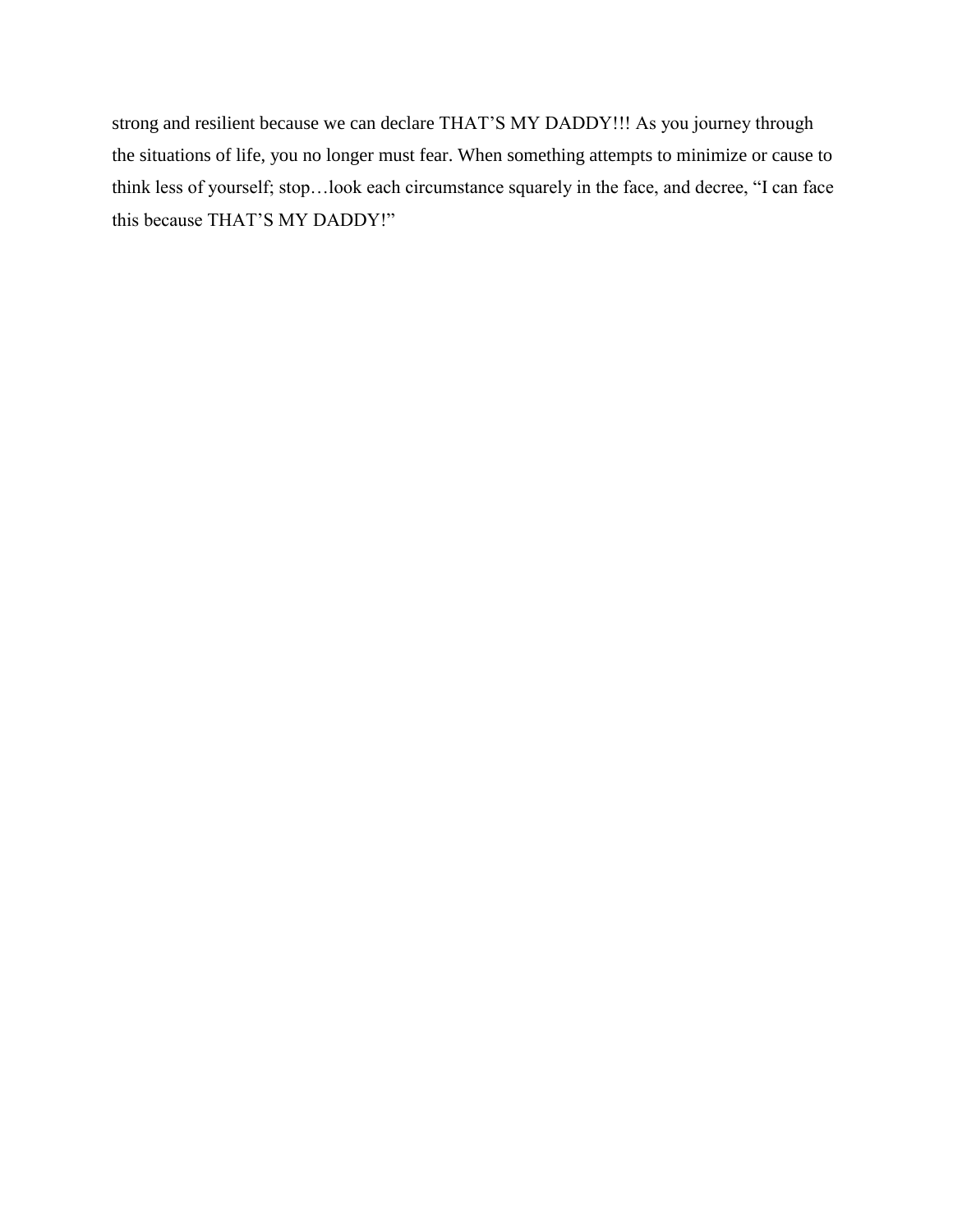strong and resilient because we can declare THAT'S MY DADDY!!! As you journey through the situations of life, you no longer must fear. When something attempts to minimize or cause to think less of yourself; stop…look each circumstance squarely in the face, and decree, "I can face this because THAT'S MY DADDY!"